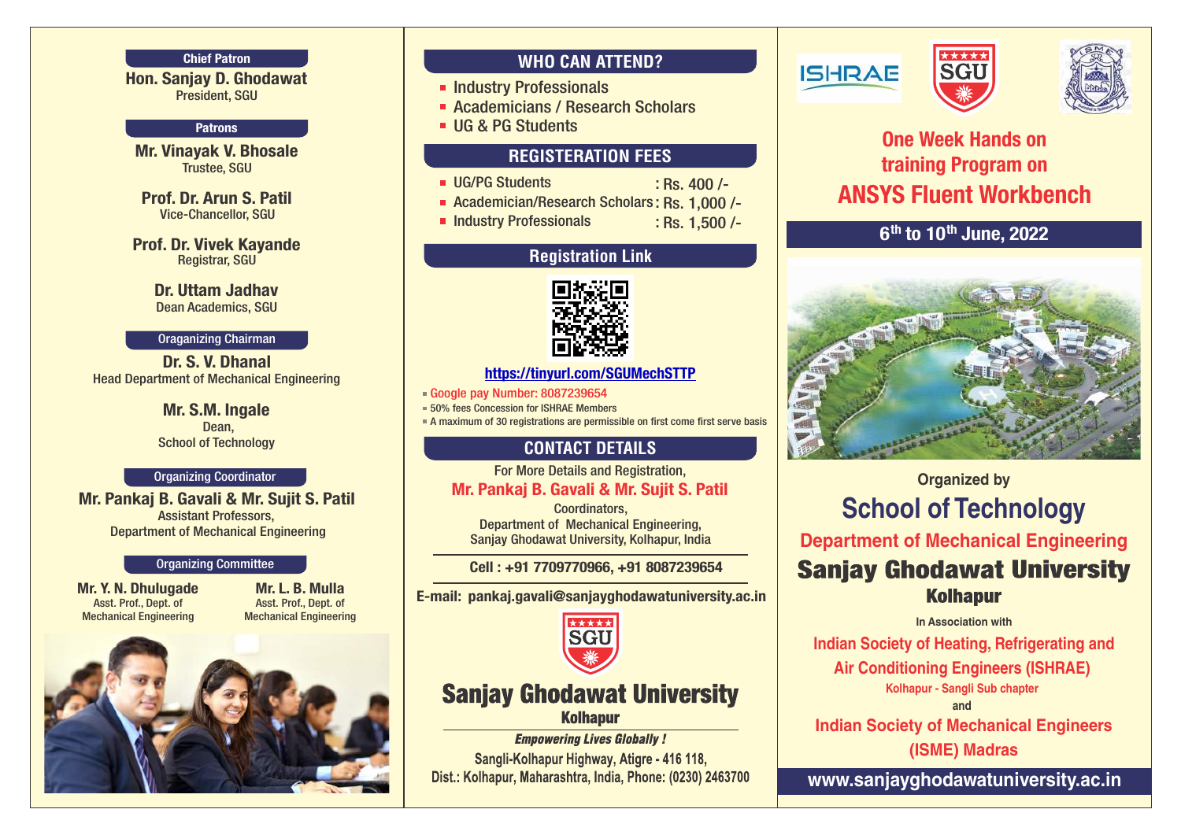**Chief Patron**

**Hon. Sanjay D. Ghodawat**
President, SGU

**Patrons**

**Mr. Vinayak V. Bhosale**
Trustee, SGU

**Prof. Dr. Arun S. Patil**
Vice-Chancellor, SGU

**Prof. Dr. Vivek Kayande**
Registrar, SGU

**Dr. Uttam Jadhav**
Dean Academics, SGU

**Oraganizing Chairman**

**Dr. S. V. Dhanal**
Head Department of Mechanical Engineering

**Mr. S.M. Ingale**
Dean,
School of Technology

**Organizing Coordinator**

**Mr. Pankaj B. Gavali & Mr. Sujit S. Patil**
Assistant Professors,
Department of Mechanical Engineering

**Organizing Committee**

**Mr. Y. N. Dhulugade**
Asst. Prof., Dept. of
Mechanical Engineering

**Mr. L. B. Mulla**
Asst. Prof., Dept. of
Mechanical Engineering

## WHO CAN ATTEND?

- Industry Professionals
- Academicians / Research Scholars
- UG & PG Students

## REGISTERATION FEES

- UG/PG Students : Rs. 400 /-
- Academician/Research Scholars : Rs. 1,000 /-
- Industry Professionals : Rs. 1,500 /-

## Registration Link

https://tinyurl.com/SGUMechSTTP

- Google pay Number: 8087239654
- 50% fees Concession for ISHRAE Members
- A maximum of 30 registrations are permissible on first come first serve basis

## CONTACT DETAILS

For More Details and Registration,

**Mr. Pankaj B. Gavali & Mr. Sujit S. Patil**
Coordinators,
Department of Mechanical Engineering,
Sanjay Ghodawat University, Kolhapur, India

**Cell : +91 7709770966, +91 8087239654**

**E-mail: pankaj.gavali@sanjayghodawatuniversity.ac.in**

**Sanjay Ghodawat University**
**Kolhapur**

***Empowering Lives Globally !***

Sangli-Kolhapur Highway, Atigre - 416 118,
Dist.: Kolhapur, Maharashtra, India, Phone: (0230) 2463700

ISHRAE | SGU | ISME

# One Week Hands on training Program on ANSYS Fluent Workbench

**6th to 10th June, 2022**

Organized by

## School of Technology

**Department of Mechanical Engineering**

## Sanjay Ghodawat University
**Kolhapur**

In Association with

**Indian Society of Heating, Refrigerating and Air Conditioning Engineers (ISHRAE)**
Kolhapur - Sangli Sub chapter

and

**Indian Society of Mechanical Engineers (ISME) Madras**

www.sanjayghodawatuniversity.ac.in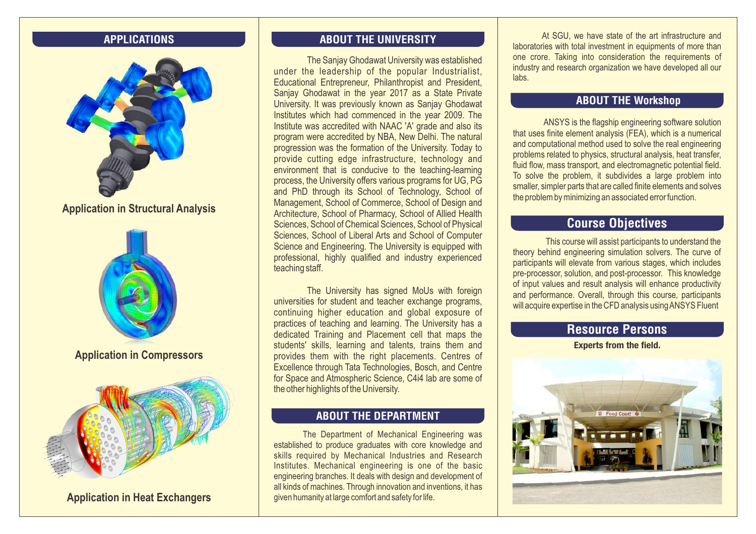## APPLICATIONS

**Application in Structural Analysis**

**Application in Compressors**

**Application in Heat Exchangers**

## ABOUT THE UNIVERSITY

The Sanjay Ghodawat University was established under the leadership of the popular Industrialist, Educational Entrepreneur, Philanthropist and President, Sanjay Ghodawat in the year 2017 as a State Private University. It was previously known as Sanjay Ghodawat Institutes which had commenced in the year 2009. The Institute was accredited with NAAC 'A' grade and also its program were accredited by NBA, New Delhi. The natural progression was the formation of the University. Today to provide cutting edge infrastructure, technology and environment that is conducive to the teaching-learning process, the University offers various programs for UG, PG and PhD through its School of Technology, School of Management, School of Commerce, School of Design and Architecture, School of Pharmacy, School of Allied Health Sciences, School of Chemical Sciences, School of Physical Sciences, School of Liberal Arts and School of Computer Science and Engineering. The University is equipped with professional, highly qualified and industry experienced teaching staff.

The University has signed MoUs with foreign universities for student and teacher exchange programs, continuing higher education and global exposure of practices of teaching and learning. The University has a dedicated Training and Placement cell that maps the students' skills, learning and talents, trains them and provides them with the right placements. Centres of Excellence through Tata Technologies, Bosch, and Centre for Space and Atmospheric Science, C4i4 lab are some of the other highlights of the University.

## ABOUT THE DEPARTMENT

The Department of Mechanical Engineering was established to produce graduates with core knowledge and skills required by Mechanical Industries and Research Institutes. Mechanical engineering is one of the basic engineering branches. It deals with design and development of all kinds of machines. Through innovation and inventions, it has given humanity at large comfort and safety for life.

At SGU, we have state of the art infrastructure and laboratories with total investment in equipments of more than one crore. Taking into consideration the requirements of industry and research organization we have developed all our labs.

## ABOUT THE Workshop

ANSYS is the flagship engineering software solution that uses finite element analysis (FEA), which is a numerical and computational method used to solve the real engineering problems related to physics, structural analysis, heat transfer, fluid flow, mass transport, and electromagnetic potential field. To solve the problem, it subdivides a large problem into smaller, simpler parts that are called finite elements and solves the problem by minimizing an associated error function.

## Course Objectives

This course will assist participants to understand the theory behind engineering simulation solvers. The curve of participants will elevate from various stages, which includes pre-processor, solution, and post-processor. This knowledge of input values and result analysis will enhance productivity and performance. Overall, through this course, participants will acquire expertise in the CFD analysis using ANSYS Fluent

## Resource Persons

**Experts from the field.**